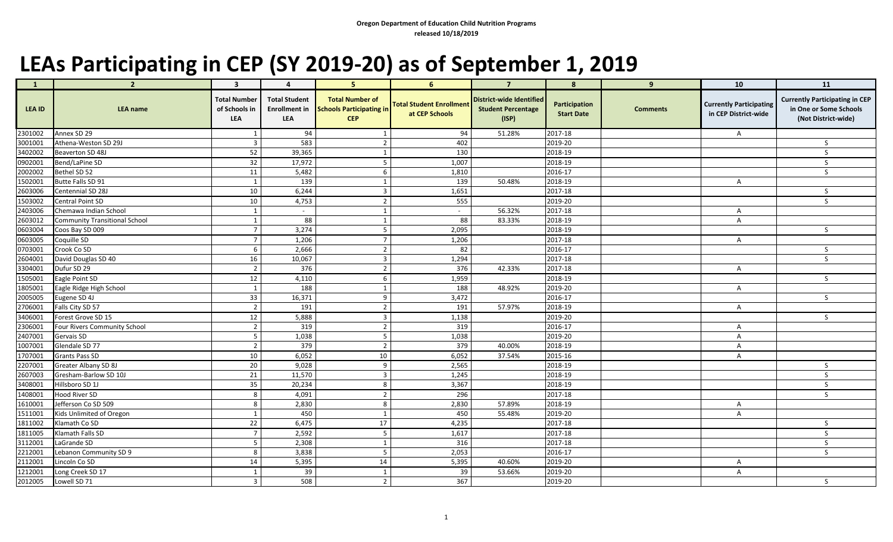Oregon Department of Education Child Nutrition Programs
released 10/18/2019

# LEAs Participating in CEP (SY 2019-20) as of September 1, 2019

| 1 | 2 | 3 | 4 | 5 | 6 | 7 | 8 | 9 | 10 | 11 |
|---|---|---|---|---|---|---|---|---|---|---|
| LEA ID | LEA name | Total Number of Schools in LEA | Total Student Enrollment in LEA | Total Number of Schools Participating in CEP | Total Student Enrollment at CEP Schools | District-wide Identified Student Percentage (ISP) | Participation Start Date | Comments | Currently Participating in CEP District-wide | Currently Participating in CEP in One or Some Schools (Not District-wide) |
| 2301002 | Annex SD 29 | 1 | 94 | 1 | 94 | 51.28% | 2017-18 | | A | |
| 3001001 | Athena-Weston SD 29J | 3 | 583 | 2 | 402 | | 2019-20 | | | S |
| 3402002 | Beaverton SD 48J | 52 | 39,365 | 1 | 130 | | 2018-19 | | | S |
| 0902001 | Bend/LaPine SD | 32 | 17,972 | 5 | 1,007 | | 2018-19 | | | S |
| 2002002 | Bethel SD 52 | 11 | 5,482 | 6 | 1,810 | | 2016-17 | | | S |
| 1502001 | Butte Falls SD 91 | 1 | 139 | 1 | 139 | 50.48% | 2018-19 | | A | |
| 2603006 | Centennial SD 28J | 10 | 6,244 | 3 | 1,651 | | 2017-18 | | | S |
| 1503002 | Central Point SD | 10 | 4,753 | 2 | 555 | | 2019-20 | | | S |
| 2403006 | Chemawa Indian School | 1 | - | 1 | - | 56.32% | 2017-18 | | A | |
| 2603012 | Community Transitional School | 1 | 88 | 1 | 88 | 83.33% | 2018-19 | | A | |
| 0603004 | Coos Bay SD 009 | 7 | 3,274 | 5 | 2,095 | | 2018-19 | | | S |
| 0603005 | Coquille SD | 7 | 1,206 | 7 | 1,206 | | 2017-18 | | A | |
| 0703001 | Crook Co SD | 6 | 2,666 | 2 | 82 | | 2016-17 | | | S |
| 2604001 | David Douglas SD 40 | 16 | 10,067 | 3 | 1,294 | | 2017-18 | | | S |
| 3304001 | Dufur SD 29 | 2 | 376 | 2 | 376 | 42.33% | 2017-18 | | A | |
| 1505001 | Eagle Point SD | 12 | 4,110 | 6 | 1,959 | | 2018-19 | | | S |
| 1805001 | Eagle Ridge High School | 1 | 188 | 1 | 188 | 48.92% | 2019-20 | | A | |
| 2005005 | Eugene SD 4J | 33 | 16,371 | 9 | 3,472 | | 2016-17 | | | S |
| 2706001 | Falls City SD 57 | 2 | 191 | 2 | 191 | 57.97% | 2018-19 | | A | |
| 3406001 | Forest Grove SD 15 | 12 | 5,888 | 3 | 1,138 | | 2019-20 | | | S |
| 2306001 | Four Rivers Community School | 2 | 319 | 2 | 319 | | 2016-17 | | A | |
| 2407001 | Gervais SD | 5 | 1,038 | 5 | 1,038 | | 2019-20 | | A | |
| 1007001 | Glendale SD 77 | 2 | 379 | 2 | 379 | 40.00% | 2018-19 | | A | |
| 1707001 | Grants Pass SD | 10 | 6,052 | 10 | 6,052 | 37.54% | 2015-16 | | A | |
| 2207001 | Greater Albany SD 8J | 20 | 9,028 | 9 | 2,565 | | 2018-19 | | | S |
| 2607003 | Gresham-Barlow SD 10J | 21 | 11,570 | 3 | 1,245 | | 2018-19 | | | S |
| 3408001 | Hillsboro SD 1J | 35 | 20,234 | 8 | 3,367 | | 2018-19 | | | S |
| 1408001 | Hood River SD | 8 | 4,091 | 2 | 296 | | 2017-18 | | | S |
| 1610001 | Jefferson Co SD 509 | 8 | 2,830 | 8 | 2,830 | 57.89% | 2018-19 | | A | |
| 1511001 | Kids Unlimited of Oregon | 1 | 450 | 1 | 450 | 55.48% | 2019-20 | | A | |
| 1811002 | Klamath Co SD | 22 | 6,475 | 17 | 4,235 | | 2017-18 | | | S |
| 1811005 | Klamath Falls SD | 7 | 2,592 | 5 | 1,617 | | 2017-18 | | | S |
| 3112001 | LaGrande SD | 5 | 2,308 | 1 | 316 | | 2017-18 | | | S |
| 2212001 | Lebanon Community SD 9 | 8 | 3,838 | 5 | 2,053 | | 2016-17 | | | S |
| 2112001 | Lincoln Co SD | 14 | 5,395 | 14 | 5,395 | 40.60% | 2019-20 | | A | |
| 1212001 | Long Creek SD 17 | 1 | 39 | 1 | 39 | 53.66% | 2019-20 | | A | |
| 2012005 | Lowell SD 71 | 3 | 508 | 2 | 367 | | 2019-20 | | | S |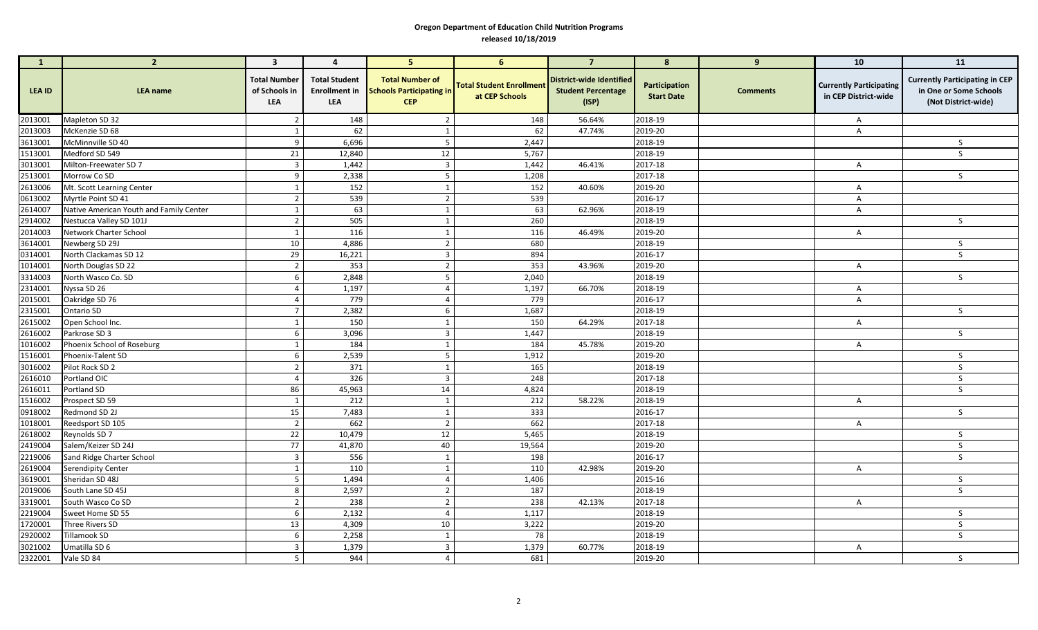**Oregon Department of Education Child Nutrition Programs**
**released 10/18/2019**

| 1 | 2 | 3 | 4 | 5 | 6 | 7 | 8 | 9 | 10 | 11 |
|---|---|---|---|---|---|---|---|---|---|---|
| LEA ID | LEA name | Total Number of Schools in LEA | Total Student Enrollment in LEA | Total Number of Schools Participating in CEP | Total Student Enrollment at CEP Schools | District-wide Identified Student Percentage (ISP) | Participation Start Date | Comments | Currently Participating in CEP District-wide | Currently Participating in CEP in One or Some Schools (Not District-wide) |
| 2013001 | Mapleton SD 32 | 2 | 148 | 2 | 148 | 56.64% | 2018-19 | | A | |
| 2013003 | McKenzie SD 68 | 1 | 62 | 1 | 62 | 47.74% | 2019-20 | | A | |
| 3613001 | McMinnville SD 40 | 9 | 6,696 | 5 | 2,447 | | 2018-19 | | | S |
| 1513001 | Medford SD 549 | 21 | 12,840 | 12 | 5,767 | | 2018-19 | | | S |
| 3013001 | Milton-Freewater SD 7 | 3 | 1,442 | 3 | 1,442 | 46.41% | 2017-18 | | A | |
| 2513001 | Morrow Co SD | 9 | 2,338 | 5 | 1,208 | | 2017-18 | | | S |
| 2613006 | Mt. Scott Learning Center | 1 | 152 | 1 | 152 | 40.60% | 2019-20 | | A | |
| 0613002 | Myrtle Point SD 41 | 2 | 539 | 2 | 539 | | 2016-17 | | A | |
| 2614007 | Native American Youth and Family Center | 1 | 63 | 1 | 63 | 62.96% | 2018-19 | | A | |
| 2914002 | Nestucca Valley SD 101J | 2 | 505 | 1 | 260 | | 2018-19 | | | S |
| 2014003 | Network Charter School | 1 | 116 | 1 | 116 | 46.49% | 2019-20 | | A | |
| 3614001 | Newberg SD 29J | 10 | 4,886 | 2 | 680 | | 2018-19 | | | S |
| 0314001 | North Clackamas SD 12 | 29 | 16,221 | 3 | 894 | | 2016-17 | | | S |
| 1014001 | North Douglas SD 22 | 2 | 353 | 2 | 353 | 43.96% | 2019-20 | | A | |
| 3314003 | North Wasco Co. SD | 6 | 2,848 | 5 | 2,040 | | 2018-19 | | | S |
| 2314001 | Nyssa SD 26 | 4 | 1,197 | 4 | 1,197 | 66.70% | 2018-19 | | A | |
| 2015001 | Oakridge SD 76 | 4 | 779 | 4 | 779 | | 2016-17 | | A | |
| 2315001 | Ontario SD | 7 | 2,382 | 6 | 1,687 | | 2018-19 | | | S |
| 2615002 | Open School Inc. | 1 | 150 | 1 | 150 | 64.29% | 2017-18 | | A | |
| 2616002 | Parkrose SD 3 | 6 | 3,096 | 3 | 1,447 | | 2018-19 | | | S |
| 1016002 | Phoenix School of Roseburg | 1 | 184 | 1 | 184 | 45.78% | 2019-20 | | A | |
| 1516001 | Phoenix-Talent SD | 6 | 2,539 | 5 | 1,912 | | 2019-20 | | | S |
| 3016002 | Pilot Rock SD 2 | 2 | 371 | 1 | 165 | | 2018-19 | | | S |
| 2616010 | Portland OIC | 4 | 326 | 3 | 248 | | 2017-18 | | | S |
| 2616011 | Portland SD | 86 | 45,963 | 14 | 4,824 | | 2018-19 | | | S |
| 1516002 | Prospect SD 59 | 1 | 212 | 1 | 212 | 58.22% | 2018-19 | | A | |
| 0918002 | Redmond SD 2J | 15 | 7,483 | 1 | 333 | | 2016-17 | | | S |
| 1018001 | Reedsport SD 105 | 2 | 662 | 2 | 662 | | 2017-18 | | A | |
| 2618002 | Reynolds SD 7 | 22 | 10,479 | 12 | 5,465 | | 2018-19 | | | S |
| 2419004 | Salem/Keizer SD 24J | 77 | 41,870 | 40 | 19,564 | | 2019-20 | | | S |
| 2219006 | Sand Ridge Charter School | 3 | 556 | 1 | 198 | | 2016-17 | | | S |
| 2619004 | Serendipity Center | 1 | 110 | 1 | 110 | 42.98% | 2019-20 | | A | |
| 3619001 | Sheridan SD 48J | 5 | 1,494 | 4 | 1,406 | | 2015-16 | | | S |
| 2019006 | South Lane SD 45J | 8 | 2,597 | 2 | 187 | | 2018-19 | | | S |
| 3319001 | South Wasco Co SD | 2 | 238 | 2 | 238 | 42.13% | 2017-18 | | A | |
| 2219004 | Sweet Home SD 55 | 6 | 2,132 | 4 | 1,117 | | 2018-19 | | | S |
| 1720001 | Three Rivers SD | 13 | 4,309 | 10 | 3,222 | | 2019-20 | | | S |
| 2920002 | Tillamook SD | 6 | 2,258 | 1 | 78 | | 2018-19 | | | S |
| 3021002 | Umatilla SD 6 | 3 | 1,379 | 3 | 1,379 | 60.77% | 2018-19 | | A | |
| 2322001 | Vale SD 84 | 5 | 944 | 4 | 681 | | 2019-20 | | | S |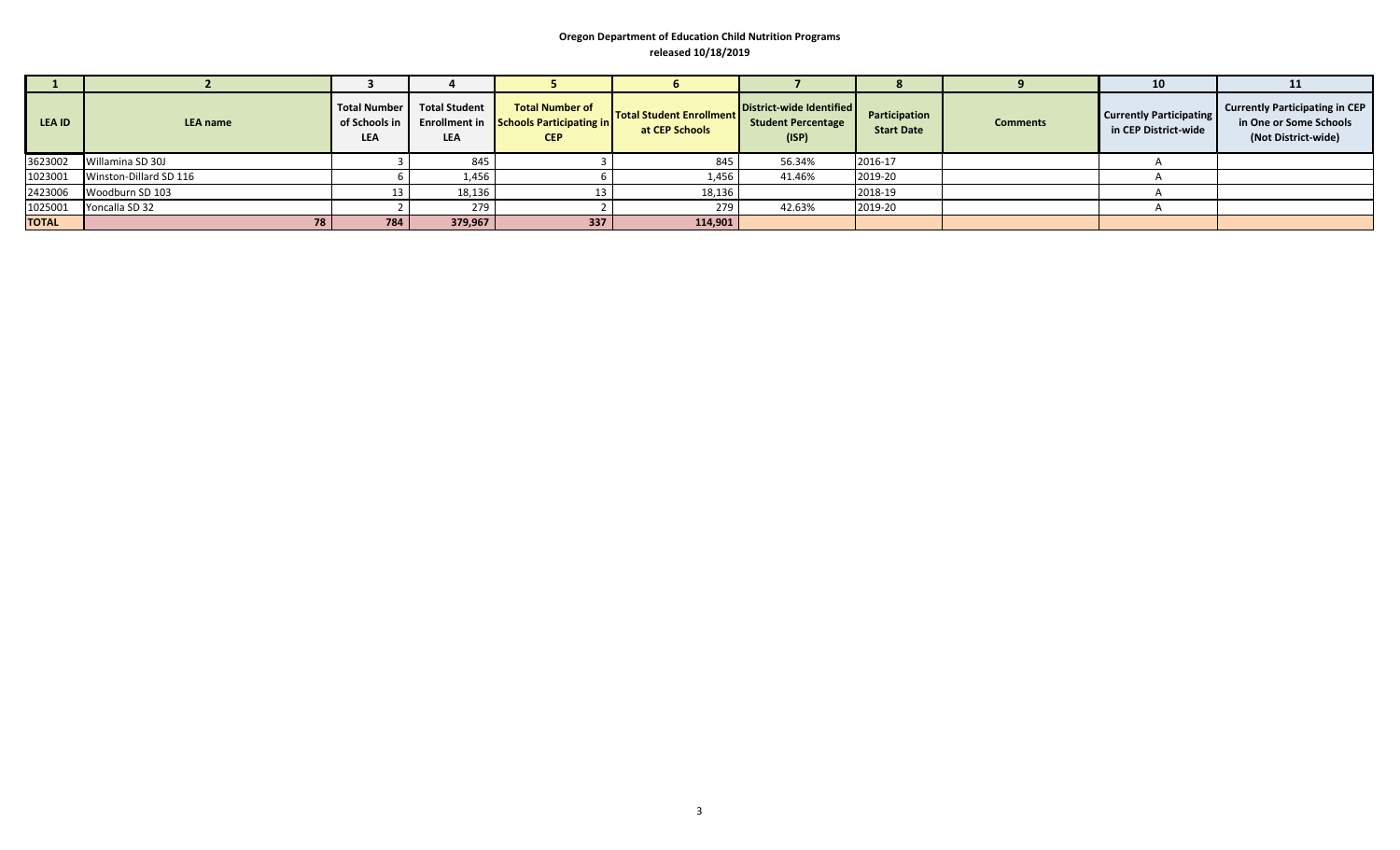**Oregon Department of Education Child Nutrition Programs**
**released 10/18/2019**

| 1 | 2 | 3 | 4 | 5 | 6 | 7 | 8 | 9 | 10 | 11 |
|---|---|---|---|---|---|---|---|---|---|---|
| LEA ID | LEA name | Total Number of Schools in LEA | Total Student Enrollment in LEA | Total Number of Schools Participating in CEP | Total Student Enrollment at CEP Schools | District-wide Identified Student Percentage (ISP) | Participation Start Date | Comments | Currently Participating in CEP District-wide | Currently Participating in CEP in One or Some Schools (Not District-wide) |
| 3623002 | Willamina SD 30J | 3 | 845 | 3 | 845 | 56.34% | 2016-17 | | A | |
| 1023001 | Winston-Dillard SD 116 | 6 | 1,456 | 6 | 1,456 | 41.46% | 2019-20 | | A | |
| 2423006 | Woodburn SD 103 | 13 | 18,136 | 13 | 18,136 | | 2018-19 | | A | |
| 1025001 | Yoncalla SD 32 | 2 | 279 | 2 | 279 | 42.63% | 2019-20 | | A | |
| TOTAL | 78 | 784 | 379,967 | 337 | 114,901 | | | | | |